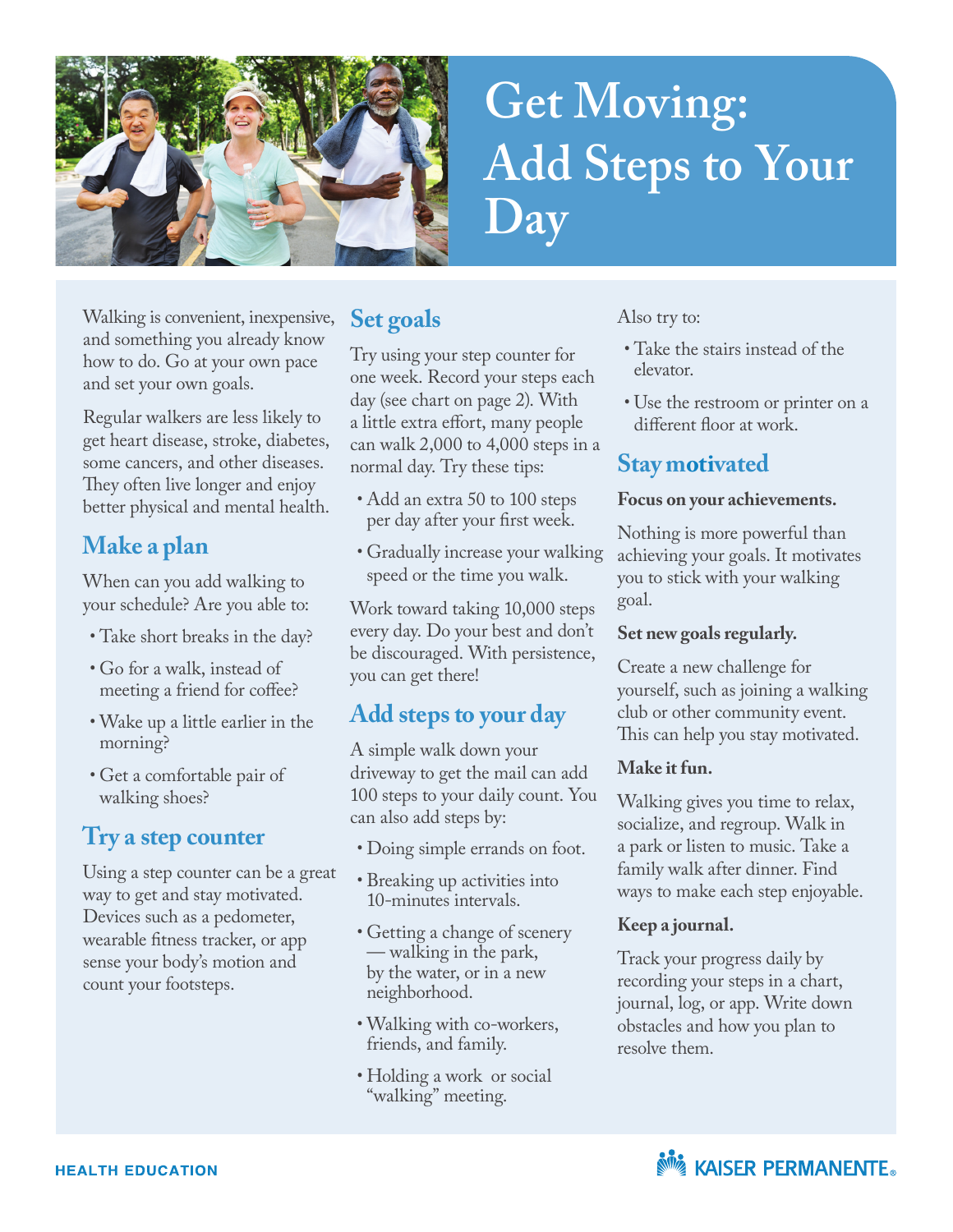# Get Moving: Add Steps to Your Day

Walking is convenient, inexpensive, and something you already know how to do. Go at your own pace and set your own goals.

Regular walkers are less likely to get heart disease, stroke, diabetes, some cancers, and other diseases. They often live longer and enjoy better physical and mental health.

## Make a plan

When can you add walking to your schedule? Are you able to:

- Take short breaks in the day?
- Go for a walk, instead of meeting a friend for coffee?
- Wake up a little earlier in the morning?
- Get a comfortable pair of walking shoes?

## Try a step counter

Using a step counter can be a great way to get and stay motivated. Devices such as a pedometer, wearable fitness tracker, or app sense your body's motion and count your footsteps.

## Set goals

Try using your step counter for one week. Record your steps each day (see chart on page 2). With a little extra effort, many people can walk 2,000 to 4,000 steps in a normal day. Try these tips:

- Add an extra 50 to 100 steps per day after your first week.
- Gradually increase your walking speed or the time you walk.

Work toward taking 10,000 steps every day. Do your best and don't be discouraged. With persistence, you can get there!

## Add steps to your day

A simple walk down your driveway to get the mail can add 100 steps to your daily count. You can also add steps by:

- Doing simple errands on foot.
- Breaking up activities into 10-minutes intervals.
- Getting a change of scenery — walking in the park, by the water, or in a new neighborhood.
- Walking with co-workers, friends, and family.
- Holding a work or social "walking" meeting.

Also try to:

- Take the stairs instead of the elevator.
- Use the restroom or printer on a different floor at work.

## Stay motivated

**Focus on your achievements.**

Nothing is more powerful than achieving your goals. It motivates you to stick with your walking goal.

**Set new goals regularly.**

Create a new challenge for yourself, such as joining a walking club or other community event. This can help you stay motivated.

**Make it fun.**

Walking gives you time to relax, socialize, and regroup. Walk in a park or listen to music. Take a family walk after dinner. Find ways to make each step enjoyable.

**Keep a journal.**

Track your progress daily by recording your steps in a chart, journal, log, or app. Write down obstacles and how you plan to resolve them.

HEALTH EDUCATION

KAISER PERMANENTE®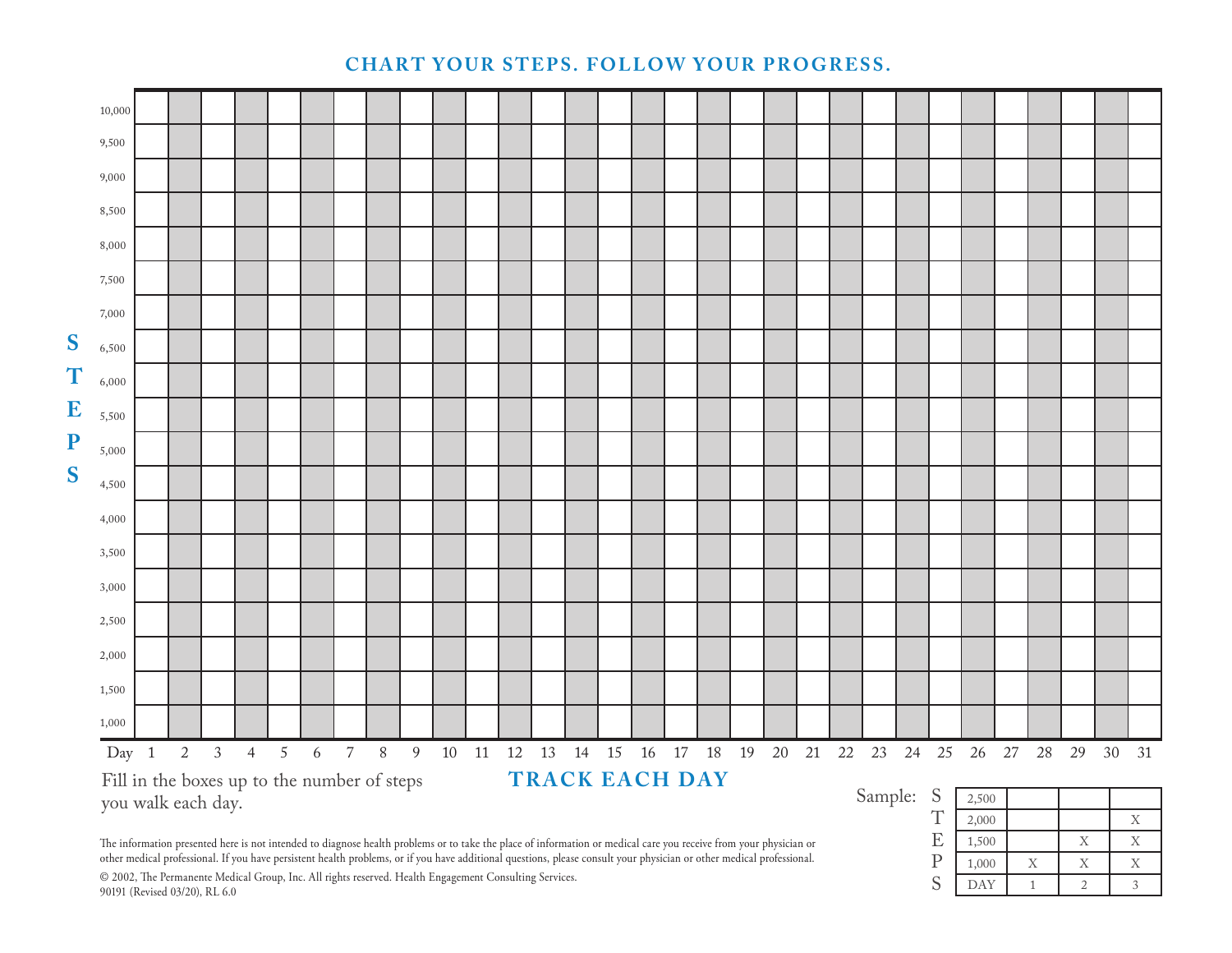## CHART YOUR STEPS. FOLLOW YOUR PROGRESS.

STEPS

10,000
9,500
9,000
8,500
8,000
7,500
7,000
6,500
6,000
5,500
5,000
4,500
4,000
3,500
3,000
2,500
2,000
1,500
1,000

Day 1 2 3 4 5 6 7 8 9 10 11 12 13 14 15 16 17 18 19 20 21 22 23 24 25 26 27 28 29 30 31

**TRACK EACH DAY**

Fill in the boxes up to the number of steps you walk each day.

Sample:

| STEPS | | | |
|---|---|---|---|
| 2,500 | | | |
| 2,000 | | | X |
| 1,500 | | X | X |
| 1,000 | X | X | X |
| DAY | 1 | 2 | 3 |

The information presented here is not intended to diagnose health problems or to take the place of information or medical care you receive from your physician or other medical professional. If you have persistent health problems, or if you have additional questions, please consult your physician or other medical professional.

© 2002, The Permanente Medical Group, Inc. All rights reserved. Health Engagement Consulting Services.
90191 (Revised 03/20), RL 6.0